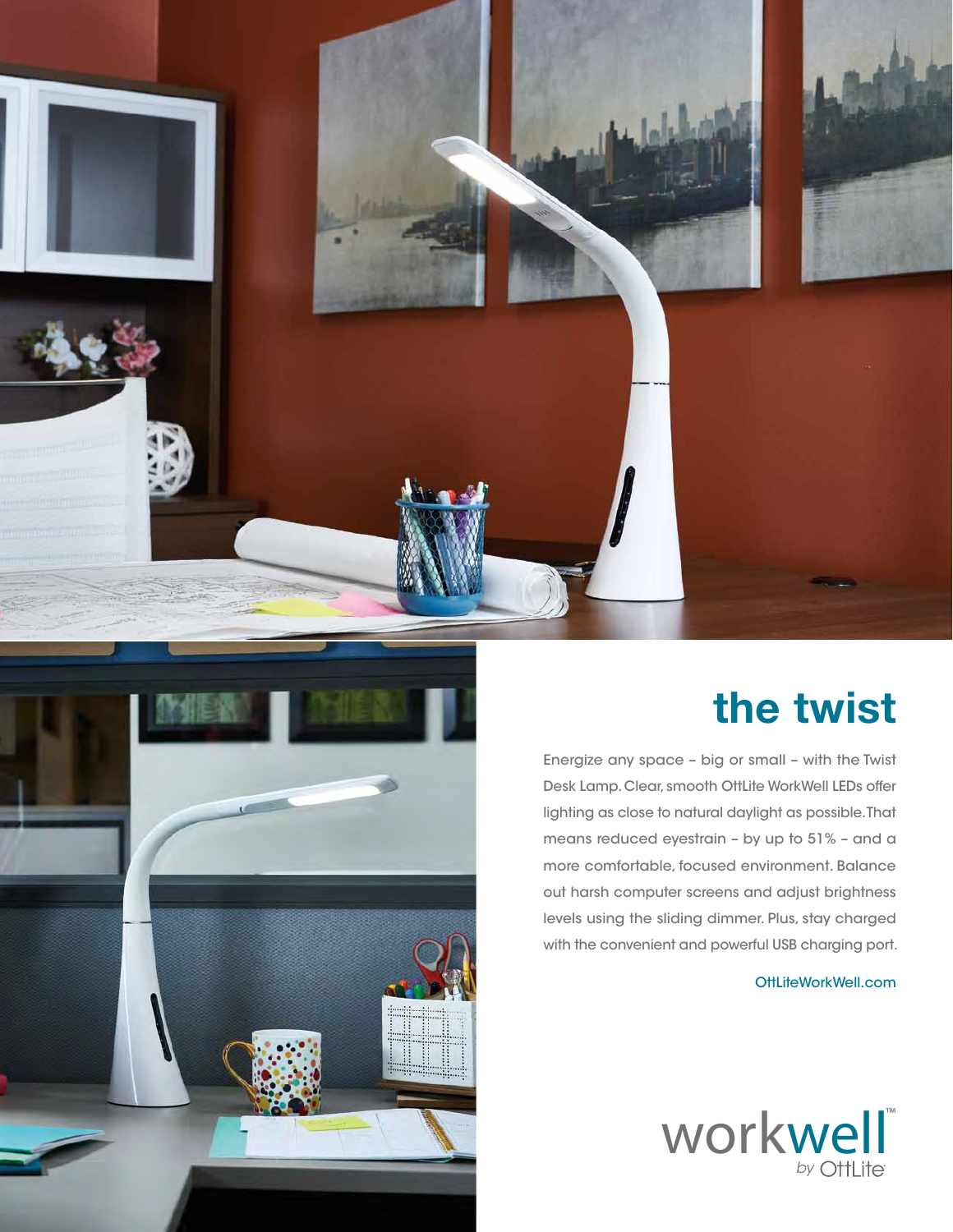# the twist

Energize any space – big or small – with the Twist Desk Lamp. Clear, smooth OttLite WorkWell LEDs offer lighting as close to natural daylight as possible. That means reduced eyestrain – by up to 51% – and a more comfortable, focused environment. Balance out harsh computer screens and adjust brightness levels using the sliding dimmer. Plus, stay charged with the convenient and powerful USB charging port.

OttLiteWorkWell.com

workwell™ by OttLite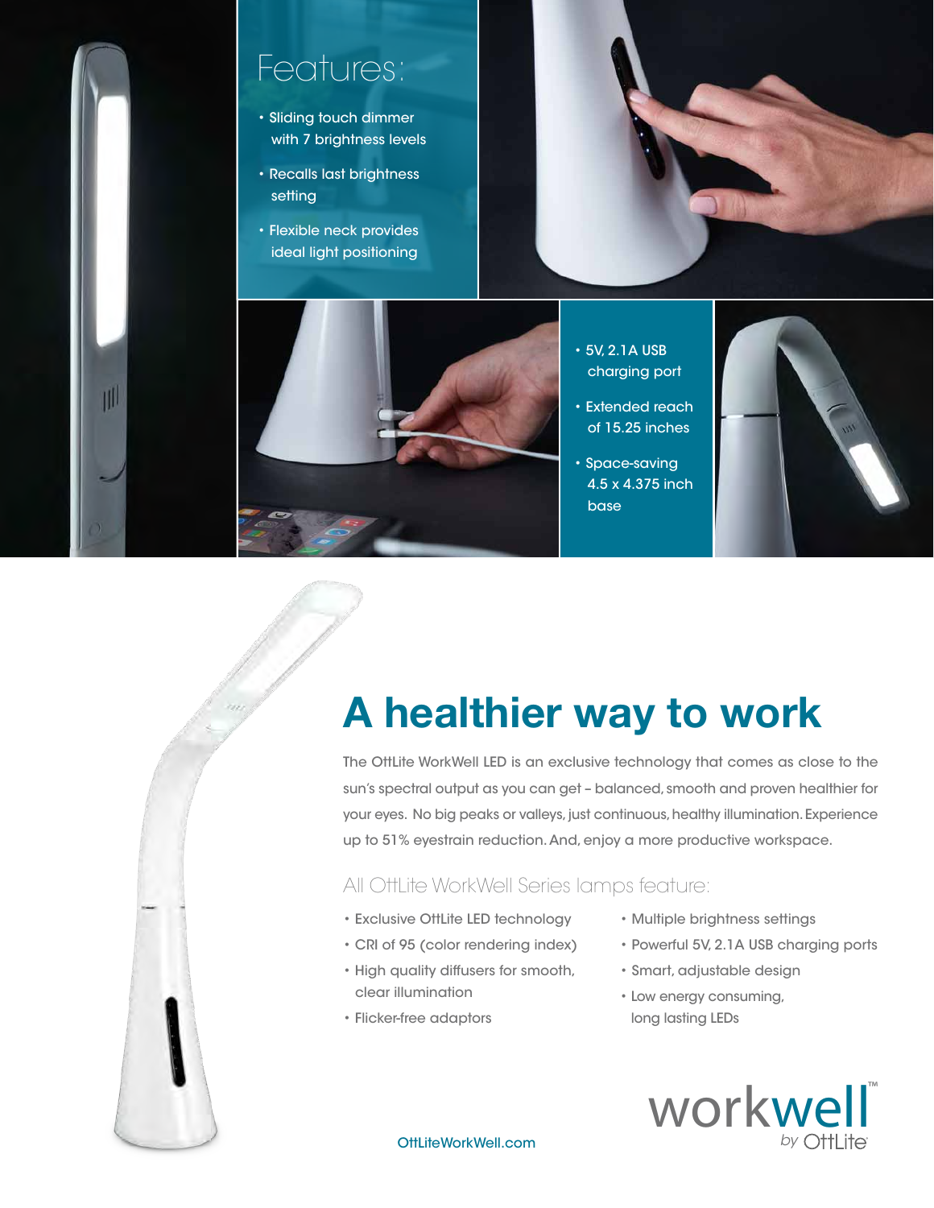## Features:

- Sliding touch dimmer with 7 brightness levels
- Recalls last brightness setting
- Flexible neck provides ideal light positioning
- 5V, 2.1A USB charging port
- Extended reach of 15.25 inches
- Space-saving 4.5 x 4.375 inch base

# A healthier way to work

The OttLite WorkWell LED is an exclusive technology that comes as close to the sun's spectral output as you can get – balanced, smooth and proven healthier for your eyes. No big peaks or valleys, just continuous, healthy illumination. Experience up to 51% eyestrain reduction. And, enjoy a more productive workspace.

### All OttLite WorkWell Series lamps feature:

- Exclusive OttLite LED technology
- CRI of 95 (color rendering index)
- High quality diffusers for smooth, clear illumination
- Flicker-free adaptors
- Multiple brightness settings
- Powerful 5V, 2.1A USB charging ports
- Smart, adjustable design
- Low energy consuming, long lasting LEDs

OttLiteWorkWell.com

workwell™ by OttLite